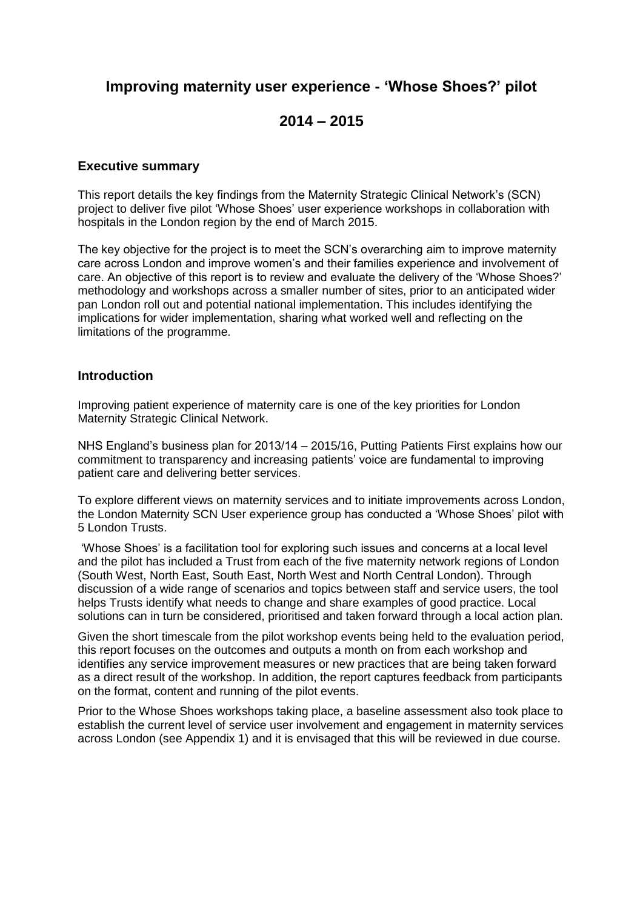# Improving maternity user experience - 'Whose Shoes?' pilot

# 2014 – 2015

### Executive summary

This report details the key findings from the Maternity Strategic Clinical Network's (SCN) project to deliver five pilot 'Whose Shoes' user experience workshops in collaboration with hospitals in the London region by the end of March 2015.

The key objective for the project is to meet the SCN's overarching aim to improve maternity care across London and improve women's and their families experience and involvement of care. An objective of this report is to review and evaluate the delivery of the 'Whose Shoes?' methodology and workshops across a smaller number of sites, prior to an anticipated wider pan London roll out and potential national implementation. This includes identifying the implications for wider implementation, sharing what worked well and reflecting on the limitations of the programme.

### Introduction

Improving patient experience of maternity care is one of the key priorities for London Maternity Strategic Clinical Network.

NHS England's business plan for 2013/14 – 2015/16, Putting Patients First explains how our commitment to transparency and increasing patients' voice are fundamental to improving patient care and delivering better services.

To explore different views on maternity services and to initiate improvements across London, the London Maternity SCN User experience group has conducted a 'Whose Shoes' pilot with 5 London Trusts.

'Whose Shoes' is a facilitation tool for exploring such issues and concerns at a local level and the pilot has included a Trust from each of the five maternity network regions of London (South West, North East, South East, North West and North Central London). Through discussion of a wide range of scenarios and topics between staff and service users, the tool helps Trusts identify what needs to change and share examples of good practice. Local solutions can in turn be considered, prioritised and taken forward through a local action plan.

Given the short timescale from the pilot workshop events being held to the evaluation period, this report focuses on the outcomes and outputs a month on from each workshop and identifies any service improvement measures or new practices that are being taken forward as a direct result of the workshop. In addition, the report captures feedback from participants on the format, content and running of the pilot events.

Prior to the Whose Shoes workshops taking place, a baseline assessment also took place to establish the current level of service user involvement and engagement in maternity services across London (see Appendix 1) and it is envisaged that this will be reviewed in due course.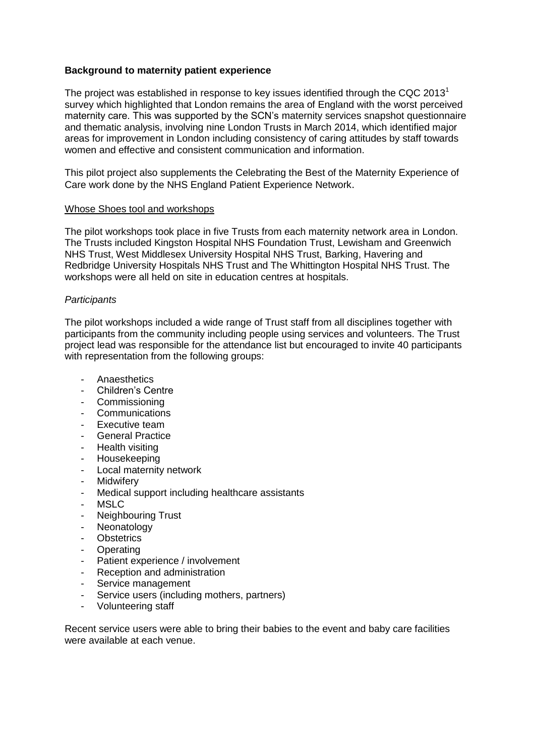**Background to maternity patient experience**

The project was established in response to key issues identified through the CQC 2013[1] survey which highlighted that London remains the area of England with the worst perceived maternity care. This was supported by the SCN's maternity services snapshot questionnaire and thematic analysis, involving nine London Trusts in March 2014, which identified major areas for improvement in London including consistency of caring attitudes by staff towards women and effective and consistent communication and information.

This pilot project also supplements the Celebrating the Best of the Maternity Experience of Care work done by the NHS England Patient Experience Network.

<u>Whose Shoes tool and workshops</u>

The pilot workshops took place in five Trusts from each maternity network area in London. The Trusts included Kingston Hospital NHS Foundation Trust, Lewisham and Greenwich NHS Trust, West Middlesex University Hospital NHS Trust, Barking, Havering and Redbridge University Hospitals NHS Trust and The Whittington Hospital NHS Trust. The workshops were all held on site in education centres at hospitals.

*Participants*

The pilot workshops included a wide range of Trust staff from all disciplines together with participants from the community including people using services and volunteers. The Trust project lead was responsible for the attendance list but encouraged to invite 40 participants with representation from the following groups:

- Anaesthetics
- Children's Centre
- Commissioning
- Communications
- Executive team
- General Practice
- Health visiting
- Housekeeping
- Local maternity network
- Midwifery
- Medical support including healthcare assistants
- MSLC
- Neighbouring Trust
- Neonatology
- Obstetrics
- Operating
- Patient experience / involvement
- Reception and administration
- Service management
- Service users (including mothers, partners)
- Volunteering staff

Recent service users were able to bring their babies to the event and baby care facilities were available at each venue.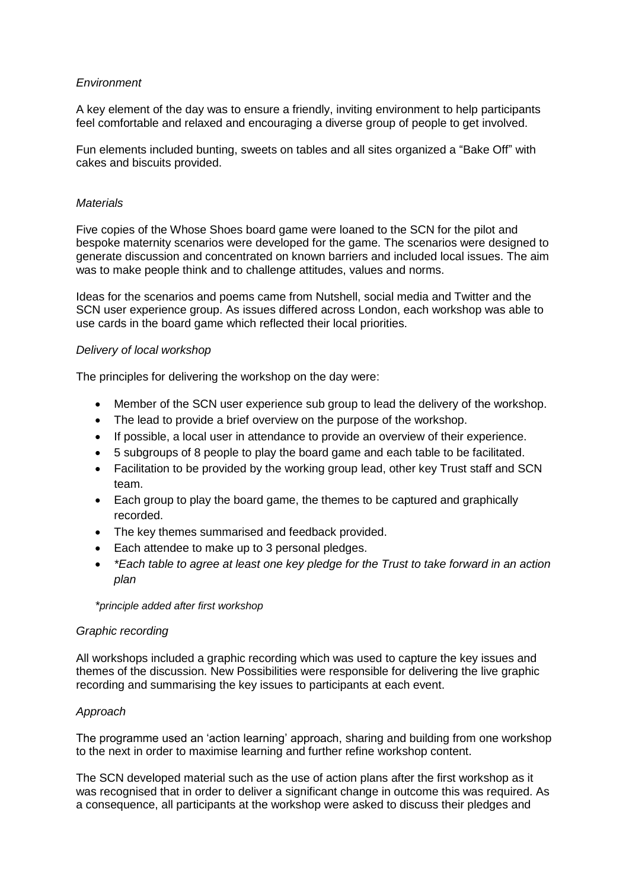*Environment*

A key element of the day was to ensure a friendly, inviting environment to help participants feel comfortable and relaxed and encouraging a diverse group of people to get involved.

Fun elements included bunting, sweets on tables and all sites organized a "Bake Off" with cakes and biscuits provided.

*Materials*

Five copies of the Whose Shoes board game were loaned to the SCN for the pilot and bespoke maternity scenarios were developed for the game. The scenarios were designed to generate discussion and concentrated on known barriers and included local issues. The aim was to make people think and to challenge attitudes, values and norms.

Ideas for the scenarios and poems came from Nutshell, social media and Twitter and the SCN user experience group. As issues differed across London, each workshop was able to use cards in the board game which reflected their local priorities.

*Delivery of local workshop*

The principles for delivering the workshop on the day were:

- Member of the SCN user experience sub group to lead the delivery of the workshop.
- The lead to provide a brief overview on the purpose of the workshop.
- If possible, a local user in attendance to provide an overview of their experience.
- 5 subgroups of 8 people to play the board game and each table to be facilitated.
- Facilitation to be provided by the working group lead, other key Trust staff and SCN team.
- Each group to play the board game, the themes to be captured and graphically recorded.
- The key themes summarised and feedback provided.
- Each attendee to make up to 3 personal pledges.
- *\*Each table to agree at least one key pledge for the Trust to take forward in an action plan*

*\*principle added after first workshop*

*Graphic recording*

All workshops included a graphic recording which was used to capture the key issues and themes of the discussion. New Possibilities were responsible for delivering the live graphic recording and summarising the key issues to participants at each event.

*Approach*

The programme used an 'action learning' approach, sharing and building from one workshop to the next in order to maximise learning and further refine workshop content.

The SCN developed material such as the use of action plans after the first workshop as it was recognised that in order to deliver a significant change in outcome this was required. As a consequence, all participants at the workshop were asked to discuss their pledges and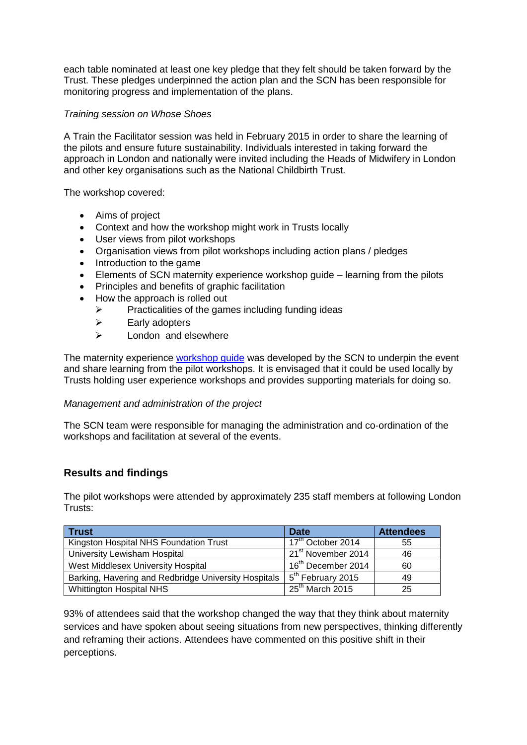each table nominated at least one key pledge that they felt should be taken forward by the Trust. These pledges underpinned the action plan and the SCN has been responsible for monitoring progress and implementation of the plans.

*Training session on Whose Shoes*

A Train the Facilitator session was held in February 2015 in order to share the learning of the pilots and ensure future sustainability. Individuals interested in taking forward the approach in London and nationally were invited including the Heads of Midwifery in London and other key organisations such as the National Childbirth Trust.

The workshop covered:

- Aims of project
- Context and how the workshop might work in Trusts locally
- User views from pilot workshops
- Organisation views from pilot workshops including action plans / pledges
- Introduction to the game
- Elements of SCN maternity experience workshop guide – learning from the pilots
- Principles and benefits of graphic facilitation
- How the approach is rolled out
  - Practicalities of the games including funding ideas
  - Early adopters
  - London and elsewhere

The maternity experience workshop guide was developed by the SCN to underpin the event and share learning from the pilot workshops. It is envisaged that it could be used locally by Trusts holding user experience workshops and provides supporting materials for doing so.

*Management and administration of the project*

The SCN team were responsible for managing the administration and co-ordination of the workshops and facilitation at several of the events.

## Results and findings

The pilot workshops were attended by approximately 235 staff members at following London Trusts:

| Trust | Date | Attendees |
|---|---|---|
| Kingston Hospital NHS Foundation Trust | 17th October 2014 | 55 |
| University Lewisham Hospital | 21st November 2014 | 46 |
| West Middlesex University Hospital | 16th December 2014 | 60 |
| Barking, Havering and Redbridge University Hospitals | 5th February 2015 | 49 |
| Whittington Hospital NHS | 25th March 2015 | 25 |

93% of attendees said that the workshop changed the way that they think about maternity services and have spoken about seeing situations from new perspectives, thinking differently and reframing their actions. Attendees have commented on this positive shift in their perceptions.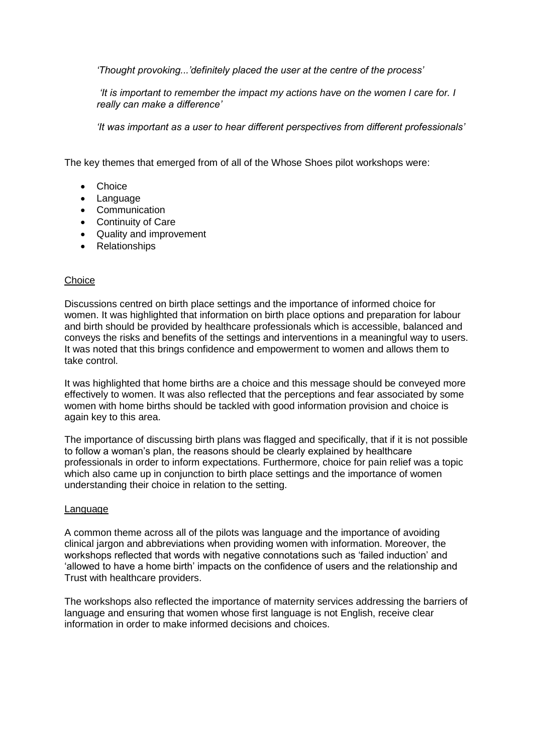*'Thought provoking...'definitely placed the user at the centre of the process'*

*'It is important to remember the impact my actions have on the women I care for. I really can make a difference'*

*'It was important as a user to hear different perspectives from different professionals'*

The key themes that emerged from of all of the Whose Shoes pilot workshops were:

- Choice
- Language
- Communication
- Continuity of Care
- Quality and improvement
- Relationships

<u>Choice</u>

Discussions centred on birth place settings and the importance of informed choice for women. It was highlighted that information on birth place options and preparation for labour and birth should be provided by healthcare professionals which is accessible, balanced and conveys the risks and benefits of the settings and interventions in a meaningful way to users. It was noted that this brings confidence and empowerment to women and allows them to take control.

It was highlighted that home births are a choice and this message should be conveyed more effectively to women. It was also reflected that the perceptions and fear associated by some women with home births should be tackled with good information provision and choice is again key to this area.

The importance of discussing birth plans was flagged and specifically, that if it is not possible to follow a woman's plan, the reasons should be clearly explained by healthcare professionals in order to inform expectations. Furthermore, choice for pain relief was a topic which also came up in conjunction to birth place settings and the importance of women understanding their choice in relation to the setting.

<u>Language</u>

A common theme across all of the pilots was language and the importance of avoiding clinical jargon and abbreviations when providing women with information. Moreover, the workshops reflected that words with negative connotations such as 'failed induction' and 'allowed to have a home birth' impacts on the confidence of users and the relationship and Trust with healthcare providers.

The workshops also reflected the importance of maternity services addressing the barriers of language and ensuring that women whose first language is not English, receive clear information in order to make informed decisions and choices.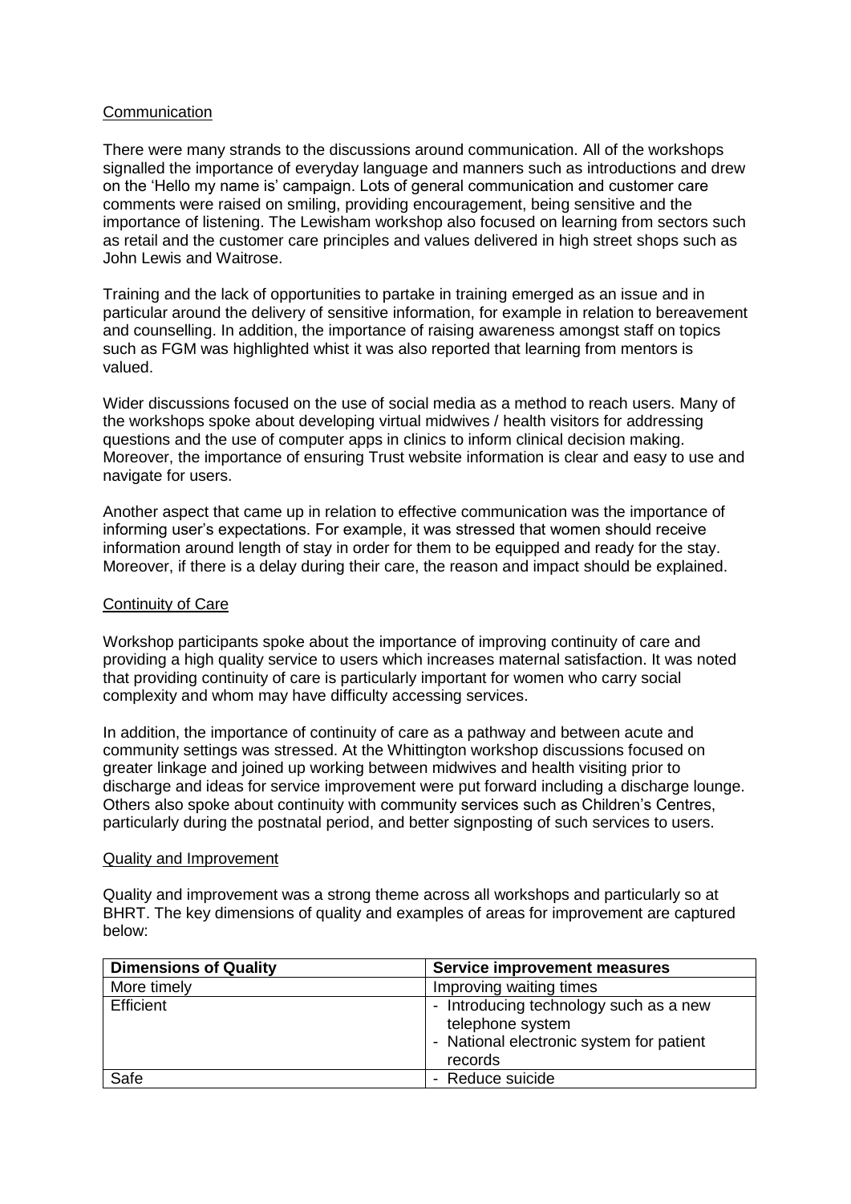Communication

There were many strands to the discussions around communication. All of the workshops signalled the importance of everyday language and manners such as introductions and drew on the 'Hello my name is' campaign. Lots of general communication and customer care comments were raised on smiling, providing encouragement, being sensitive and the importance of listening. The Lewisham workshop also focused on learning from sectors such as retail and the customer care principles and values delivered in high street shops such as John Lewis and Waitrose.

Training and the lack of opportunities to partake in training emerged as an issue and in particular around the delivery of sensitive information, for example in relation to bereavement and counselling. In addition, the importance of raising awareness amongst staff on topics such as FGM was highlighted whilst it was also reported that learning from mentors is valued.

Wider discussions focused on the use of social media as a method to reach users. Many of the workshops spoke about developing virtual midwives / health visitors for addressing questions and the use of computer apps in clinics to inform clinical decision making. Moreover, the importance of ensuring Trust website information is clear and easy to use and navigate for users.

Another aspect that came up in relation to effective communication was the importance of informing user's expectations. For example, it was stressed that women should receive information around length of stay in order for them to be equipped and ready for the stay. Moreover, if there is a delay during their care, the reason and impact should be explained.

Continuity of Care

Workshop participants spoke about the importance of improving continuity of care and providing a high quality service to users which increases maternal satisfaction. It was noted that providing continuity of care is particularly important for women who carry social complexity and whom may have difficulty accessing services.

In addition, the importance of continuity of care as a pathway and between acute and community settings was stressed. At the Whittington workshop discussions focused on greater linkage and joined up working between midwives and health visiting prior to discharge and ideas for service improvement were put forward including a discharge lounge. Others also spoke about continuity with community services such as Children's Centres, particularly during the postnatal period, and better signposting of such services to users.

Quality and Improvement

Quality and improvement was a strong theme across all workshops and particularly so at BHRT. The key dimensions of quality and examples of areas for improvement are captured below:

| Dimensions of Quality | Service improvement measures |
|---|---|
| More timely | Improving waiting times |
| Efficient | - Introducing technology such as a new telephone system<br>- National electronic system for patient records |
| Safe | - Reduce suicide |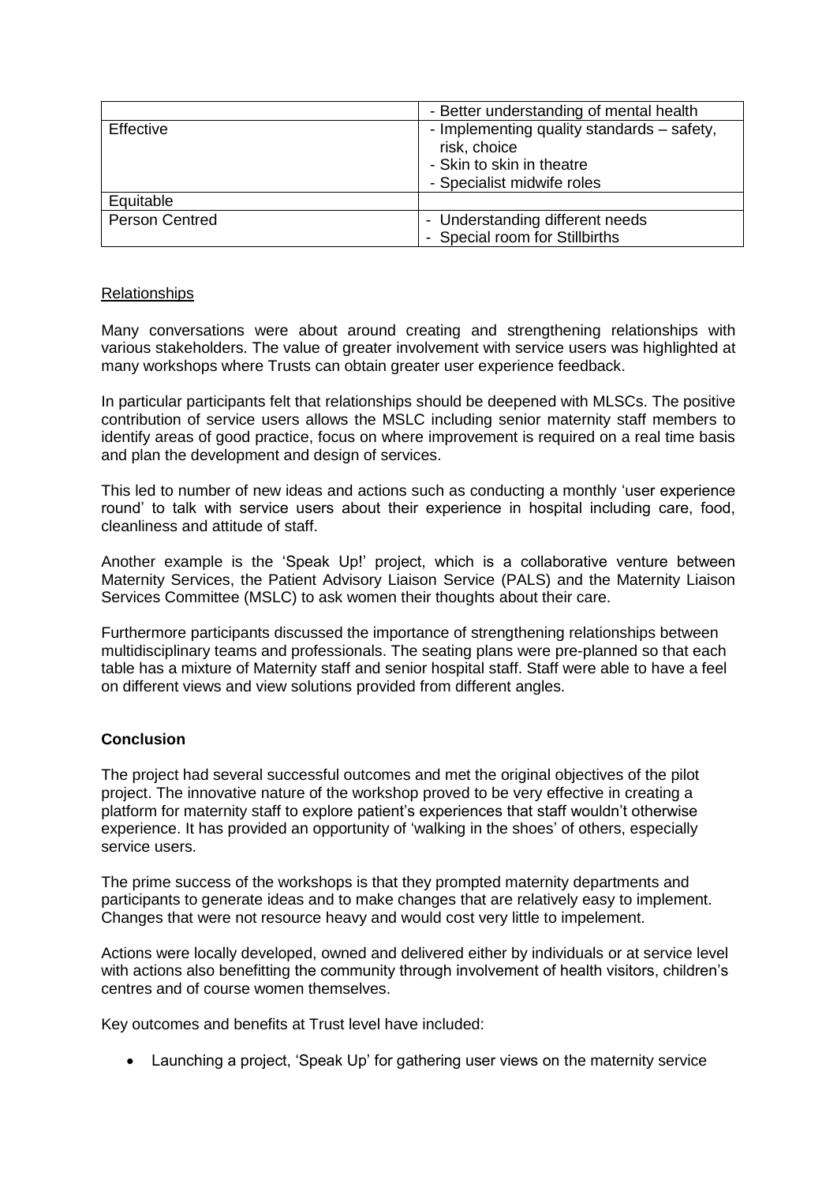| | |
|---|---|
| | - Better understanding of mental health |
| Effective | - Implementing quality standards – safety, risk, choice<br>- Skin to skin in theatre<br>- Specialist midwife roles |
| Equitable | |
| Person Centred | - Understanding different needs<br>- Special room for Stillbirths |

Relationships

Many conversations were about around creating and strengthening relationships with various stakeholders. The value of greater involvement with service users was highlighted at many workshops where Trusts can obtain greater user experience feedback.

In particular participants felt that relationships should be deepened with MLSCs. The positive contribution of service users allows the MSLC including senior maternity staff members to identify areas of good practice, focus on where improvement is required on a real time basis and plan the development and design of services.

This led to number of new ideas and actions such as conducting a monthly 'user experience round' to talk with service users about their experience in hospital including care, food, cleanliness and attitude of staff.

Another example is the 'Speak Up!' project, which is a collaborative venture between Maternity Services, the Patient Advisory Liaison Service (PALS) and the Maternity Liaison Services Committee (MSLC) to ask women their thoughts about their care.

Furthermore participants discussed the importance of strengthening relationships between multidisciplinary teams and professionals. The seating plans were pre-planned so that each table has a mixture of Maternity staff and senior hospital staff. Staff were able to have a feel on different views and view solutions provided from different angles.

**Conclusion**

The project had several successful outcomes and met the original objectives of the pilot project. The innovative nature of the workshop proved to be very effective in creating a platform for maternity staff to explore patient's experiences that staff wouldn't otherwise experience. It has provided an opportunity of 'walking in the shoes' of others, especially service users.

The prime success of the workshops is that they prompted maternity departments and participants to generate ideas and to make changes that are relatively easy to implement. Changes that were not resource heavy and would cost very little to impelement.

Actions were locally developed, owned and delivered either by individuals or at service level with actions also benefitting the community through involvement of health visitors, children's centres and of course women themselves.

Key outcomes and benefits at Trust level have included:

- Launching a project, 'Speak Up' for gathering user views on the maternity service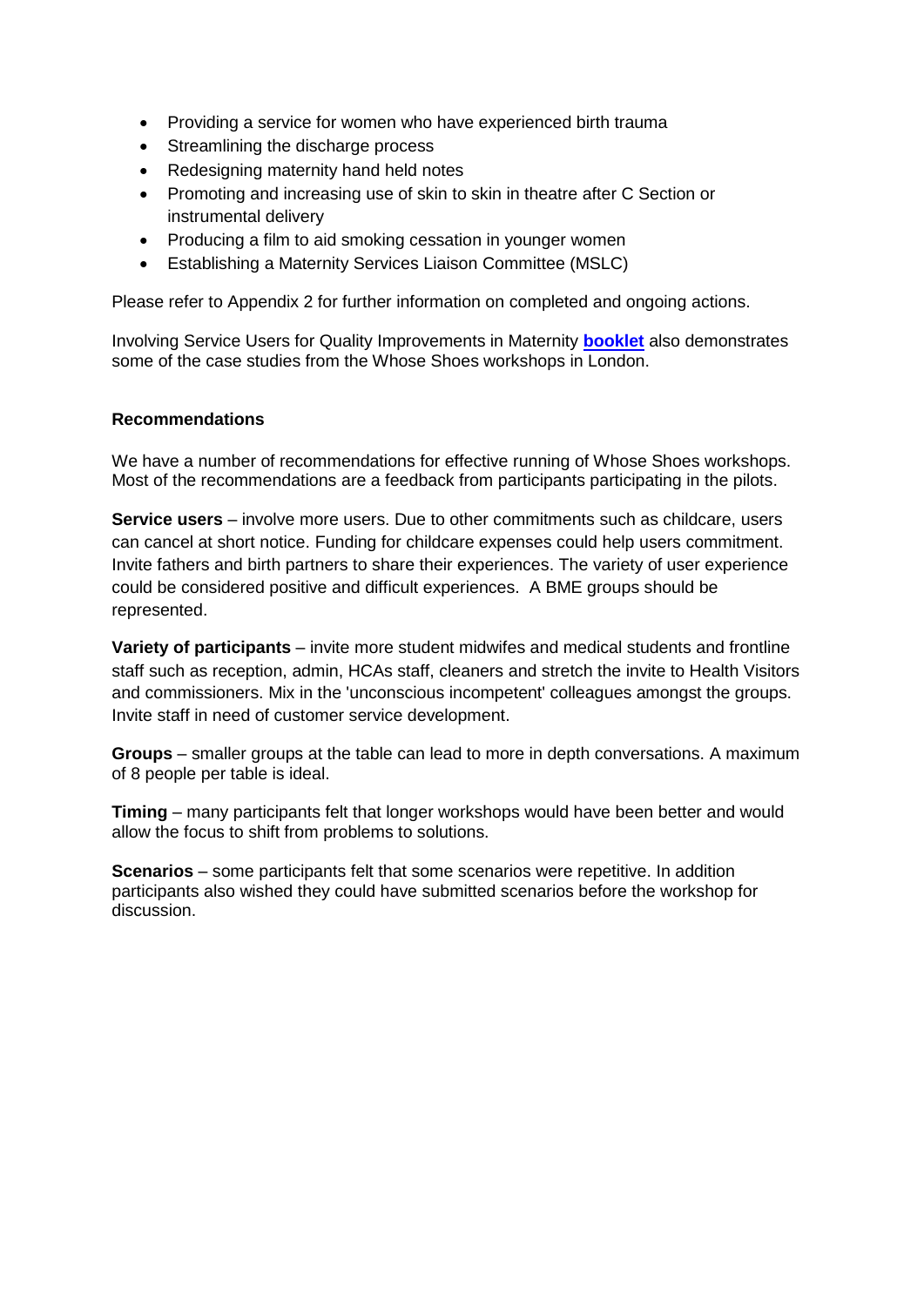- Providing a service for women who have experienced birth trauma
- Streamlining the discharge process
- Redesigning maternity hand held notes
- Promoting and increasing use of skin to skin in theatre after C Section or instrumental delivery
- Producing a film to aid smoking cessation in younger women
- Establishing a Maternity Services Liaison Committee (MSLC)

Please refer to Appendix 2 for further information on completed and ongoing actions.

Involving Service Users for Quality Improvements in Maternity **booklet** also demonstrates some of the case studies from the Whose Shoes workshops in London.

**Recommendations**

We have a number of recommendations for effective running of Whose Shoes workshops. Most of the recommendations are a feedback from participants participating in the pilots.

**Service users** – involve more users. Due to other commitments such as childcare, users can cancel at short notice. Funding for childcare expenses could help users commitment. Invite fathers and birth partners to share their experiences. The variety of user experience could be considered positive and difficult experiences. A BME groups should be represented.

**Variety of participants** – invite more student midwifes and medical students and frontline staff such as reception, admin, HCAs staff, cleaners and stretch the invite to Health Visitors and commissioners. Mix in the 'unconscious incompetent' colleagues amongst the groups. Invite staff in need of customer service development.

**Groups** – smaller groups at the table can lead to more in depth conversations. A maximum of 8 people per table is ideal.

**Timing** – many participants felt that longer workshops would have been better and would allow the focus to shift from problems to solutions.

**Scenarios** – some participants felt that some scenarios were repetitive. In addition participants also wished they could have submitted scenarios before the workshop for discussion.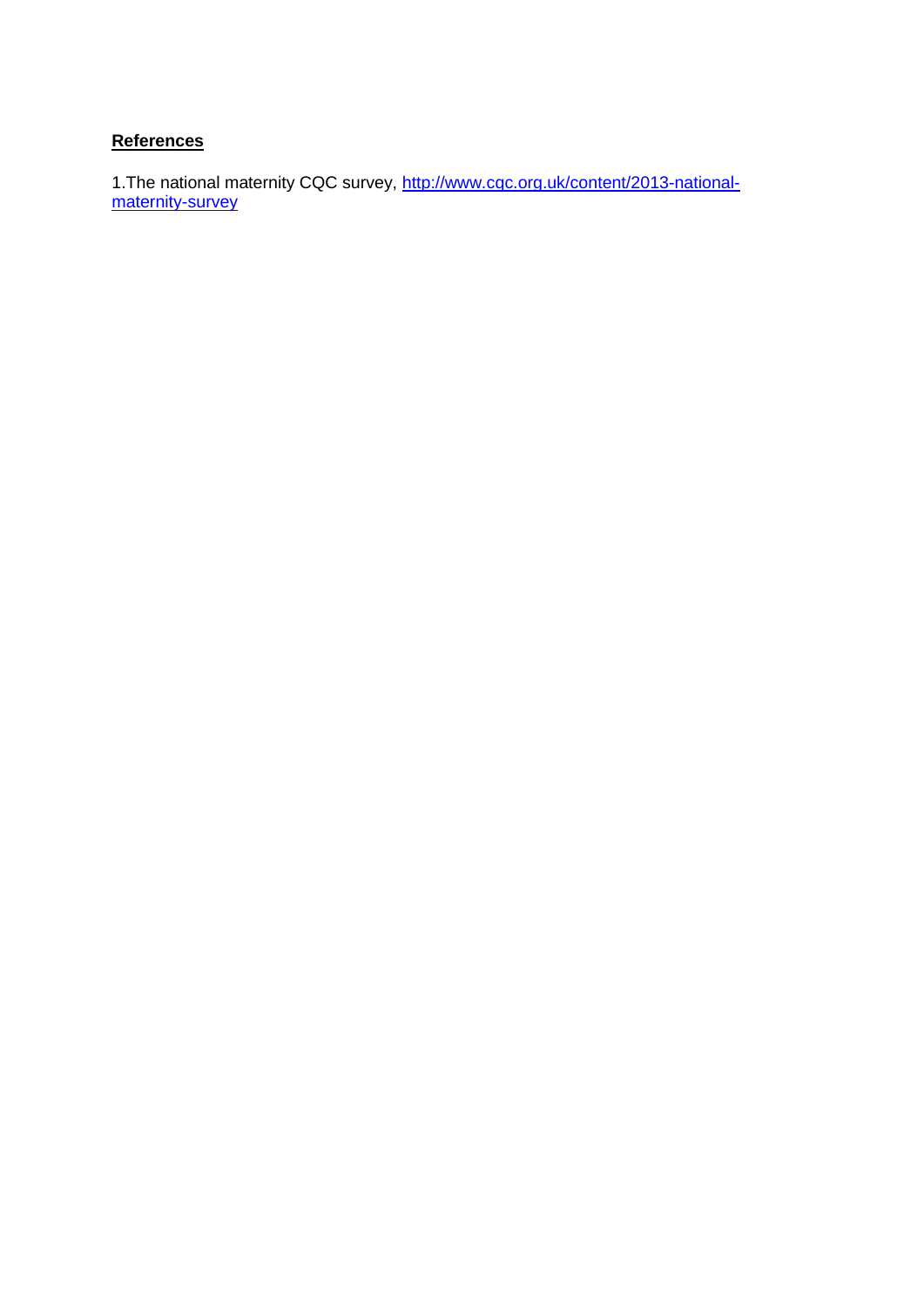**References**

1.The national maternity CQC survey, [http://www.cqc.org.uk/content/2013-national-maternity-survey](http://www.cqc.org.uk/content/2013-national-maternity-survey)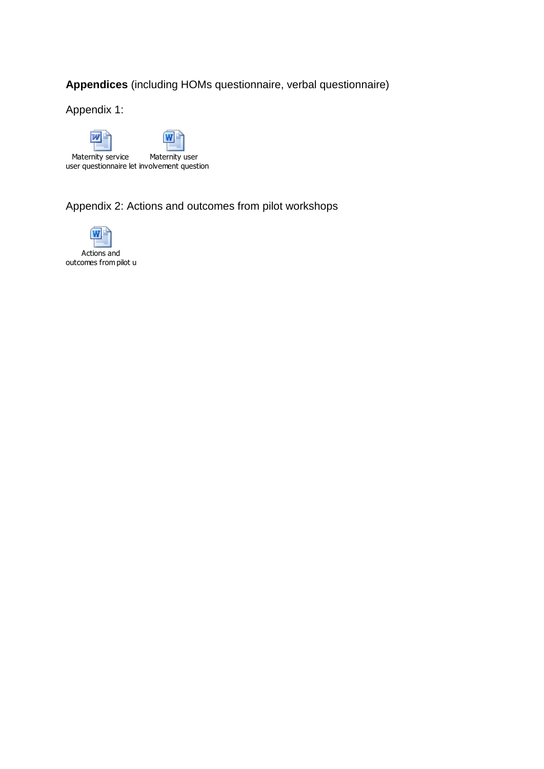**Appendices** (including HOMs questionnaire, verbal questionnaire)

Appendix 1:

Maternity service user questionnaire let

Maternity user involvement question

Appendix 2: Actions and outcomes from pilot workshops

Actions and outcomes from pilot u